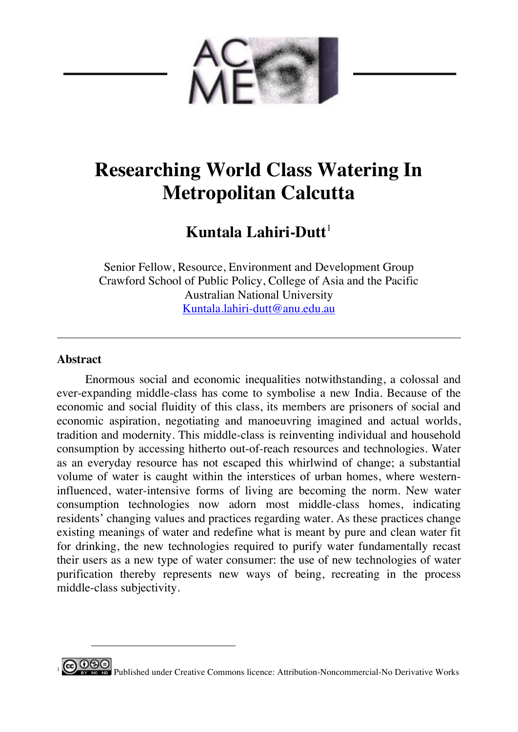# Researching World Class Watering In Metropolitan Calcutta

## Kuntala Lahiri-Dutt[1]

Senior Fellow, Resource, Environment and Development Group
Crawford School of Public Policy, College of Asia and the Pacific
Australian National University
Kuntala.lahiri-dutt@anu.edu.au

---

### Abstract

Enormous social and economic inequalities notwithstanding, a colossal and ever-expanding middle-class has come to symbolise a new India. Because of the economic and social fluidity of this class, its members are prisoners of social and economic aspiration, negotiating and manoeuvring imagined and actual worlds, tradition and modernity. This middle-class is reinventing individual and household consumption by accessing hitherto out-of-reach resources and technologies. Water as an everyday resource has not escaped this whirlwind of change; a substantial volume of water is caught within the interstices of urban homes, where western-influenced, water-intensive forms of living are becoming the norm. New water consumption technologies now adorn most middle-class homes, indicating residents' changing values and practices regarding water. As these practices change existing meanings of water and redefine what is meant by pure and clean water fit for drinking, the new technologies required to purify water fundamentally recast their users as a new type of water consumer: the use of new technologies of water purification thereby represents new ways of being, recreating in the process middle-class subjectivity.

---

[1] Published under Creative Commons licence: Attribution-Noncommercial-No Derivative Works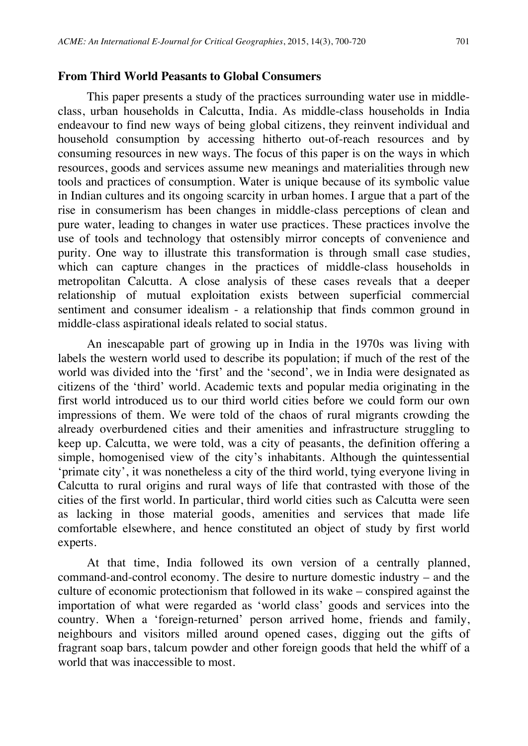## From Third World Peasants to Global Consumers

This paper presents a study of the practices surrounding water use in middle-class, urban households in Calcutta, India. As middle-class households in India endeavour to find new ways of being global citizens, they reinvent individual and household consumption by accessing hitherto out-of-reach resources and by consuming resources in new ways. The focus of this paper is on the ways in which resources, goods and services assume new meanings and materialities through new tools and practices of consumption. Water is unique because of its symbolic value in Indian cultures and its ongoing scarcity in urban homes. I argue that a part of the rise in consumerism has been changes in middle-class perceptions of clean and pure water, leading to changes in water use practices. These practices involve the use of tools and technology that ostensibly mirror concepts of convenience and purity. One way to illustrate this transformation is through small case studies, which can capture changes in the practices of middle-class households in metropolitan Calcutta. A close analysis of these cases reveals that a deeper relationship of mutual exploitation exists between superficial commercial sentiment and consumer idealism - a relationship that finds common ground in middle-class aspirational ideals related to social status.

An inescapable part of growing up in India in the 1970s was living with labels the western world used to describe its population; if much of the rest of the world was divided into the 'first' and the 'second', we in India were designated as citizens of the 'third' world. Academic texts and popular media originating in the first world introduced us to our third world cities before we could form our own impressions of them. We were told of the chaos of rural migrants crowding the already overburdened cities and their amenities and infrastructure struggling to keep up. Calcutta, we were told, was a city of peasants, the definition offering a simple, homogenised view of the city's inhabitants. Although the quintessential 'primate city', it was nonetheless a city of the third world, tying everyone living in Calcutta to rural origins and rural ways of life that contrasted with those of the cities of the first world. In particular, third world cities such as Calcutta were seen as lacking in those material goods, amenities and services that made life comfortable elsewhere, and hence constituted an object of study by first world experts.

At that time, India followed its own version of a centrally planned, command-and-control economy. The desire to nurture domestic industry – and the culture of economic protectionism that followed in its wake – conspired against the importation of what were regarded as 'world class' goods and services into the country. When a 'foreign-returned' person arrived home, friends and family, neighbours and visitors milled around opened cases, digging out the gifts of fragrant soap bars, talcum powder and other foreign goods that held the whiff of a world that was inaccessible to most.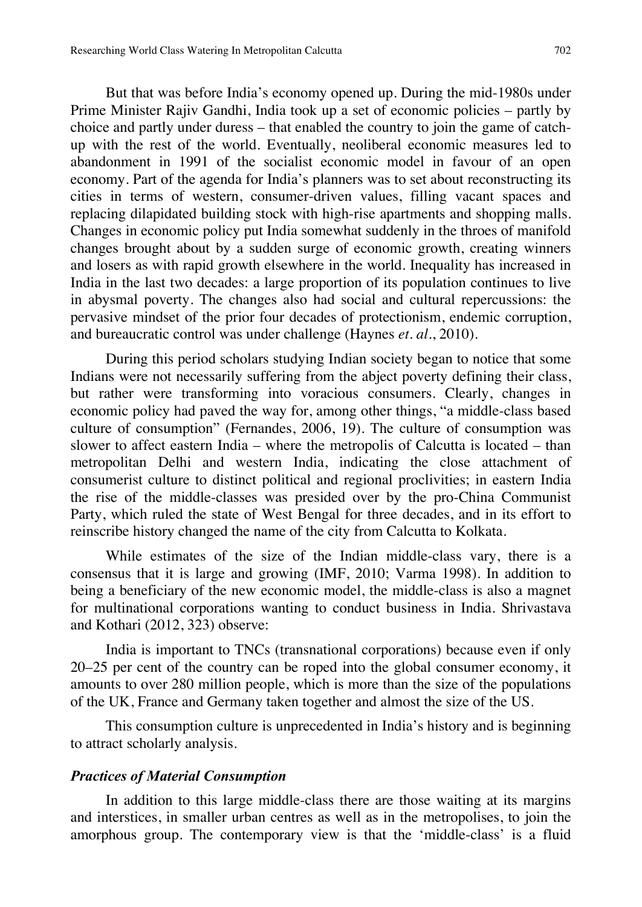But that was before India's economy opened up. During the mid-1980s under Prime Minister Rajiv Gandhi, India took up a set of economic policies – partly by choice and partly under duress – that enabled the country to join the game of catch-up with the rest of the world. Eventually, neoliberal economic measures led to abandonment in 1991 of the socialist economic model in favour of an open economy. Part of the agenda for India's planners was to set about reconstructing its cities in terms of western, consumer-driven values, filling vacant spaces and replacing dilapidated building stock with high-rise apartments and shopping malls. Changes in economic policy put India somewhat suddenly in the throes of manifold changes brought about by a sudden surge of economic growth, creating winners and losers as with rapid growth elsewhere in the world. Inequality has increased in India in the last two decades: a large proportion of its population continues to live in abysmal poverty. The changes also had social and cultural repercussions: the pervasive mindset of the prior four decades of protectionism, endemic corruption, and bureaucratic control was under challenge (Haynes *et. al*., 2010).

During this period scholars studying Indian society began to notice that some Indians were not necessarily suffering from the abject poverty defining their class, but rather were transforming into voracious consumers. Clearly, changes in economic policy had paved the way for, among other things, "a middle-class based culture of consumption" (Fernandes, 2006, 19). The culture of consumption was slower to affect eastern India – where the metropolis of Calcutta is located – than metropolitan Delhi and western India, indicating the close attachment of consumerist culture to distinct political and regional proclivities; in eastern India the rise of the middle-classes was presided over by the pro-China Communist Party, which ruled the state of West Bengal for three decades, and in its effort to reinscribe history changed the name of the city from Calcutta to Kolkata.

While estimates of the size of the Indian middle-class vary, there is a consensus that it is large and growing (IMF, 2010; Varma 1998). In addition to being a beneficiary of the new economic model, the middle-class is also a magnet for multinational corporations wanting to conduct business in India. Shrivastava and Kothari (2012, 323) observe:

> India is important to TNCs (transnational corporations) because even if only 20–25 per cent of the country can be roped into the global consumer economy, it amounts to over 280 million people, which is more than the size of the populations of the UK, France and Germany taken together and almost the size of the US.

This consumption culture is unprecedented in India's history and is beginning to attract scholarly analysis.

### *Practices of Material Consumption*

In addition to this large middle-class there are those waiting at its margins and interstices, in smaller urban centres as well as in the metropolises, to join the amorphous group. The contemporary view is that the 'middle-class' is a fluid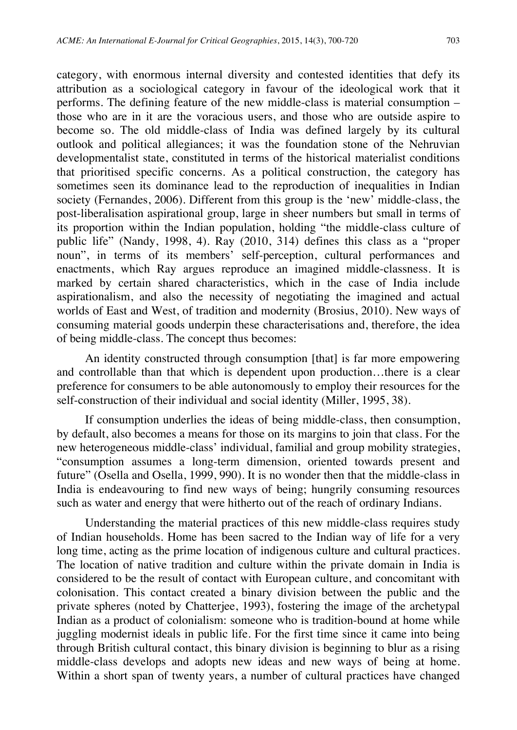category, with enormous internal diversity and contested identities that defy its attribution as a sociological category in favour of the ideological work that it performs. The defining feature of the new middle-class is material consumption – those who are in it are the voracious users, and those who are outside aspire to become so. The old middle-class of India was defined largely by its cultural outlook and political allegiances; it was the foundation stone of the Nehruvian developmentalist state, constituted in terms of the historical materialist conditions that prioritised specific concerns. As a political construction, the category has sometimes seen its dominance lead to the reproduction of inequalities in Indian society (Fernandes, 2006). Different from this group is the 'new' middle-class, the post-liberalisation aspirational group, large in sheer numbers but small in terms of its proportion within the Indian population, holding "the middle-class culture of public life" (Nandy, 1998, 4). Ray (2010, 314) defines this class as a "proper noun", in terms of its members' self-perception, cultural performances and enactments, which Ray argues reproduce an imagined middle-classness. It is marked by certain shared characteristics, which in the case of India include aspirationalism, and also the necessity of negotiating the imagined and actual worlds of East and West, of tradition and modernity (Brosius, 2010). New ways of consuming material goods underpin these characterisations and, therefore, the idea of being middle-class. The concept thus becomes:

> An identity constructed through consumption [that] is far more empowering and controllable than that which is dependent upon production…there is a clear preference for consumers to be able autonomously to employ their resources for the self-construction of their individual and social identity (Miller, 1995, 38).

If consumption underlies the ideas of being middle-class, then consumption, by default, also becomes a means for those on its margins to join that class. For the new heterogeneous middle-class' individual, familial and group mobility strategies, "consumption assumes a long-term dimension, oriented towards present and future" (Osella and Osella, 1999, 990). It is no wonder then that the middle-class in India is endeavouring to find new ways of being; hungrily consuming resources such as water and energy that were hitherto out of the reach of ordinary Indians.

Understanding the material practices of this new middle-class requires study of Indian households. Home has been sacred to the Indian way of life for a very long time, acting as the prime location of indigenous culture and cultural practices. The location of native tradition and culture within the private domain in India is considered to be the result of contact with European culture, and concomitant with colonisation. This contact created a binary division between the public and the private spheres (noted by Chatterjee, 1993), fostering the image of the archetypal Indian as a product of colonialism: someone who is tradition-bound at home while juggling modernist ideals in public life. For the first time since it came into being through British cultural contact, this binary division is beginning to blur as a rising middle-class develops and adopts new ideas and new ways of being at home. Within a short span of twenty years, a number of cultural practices have changed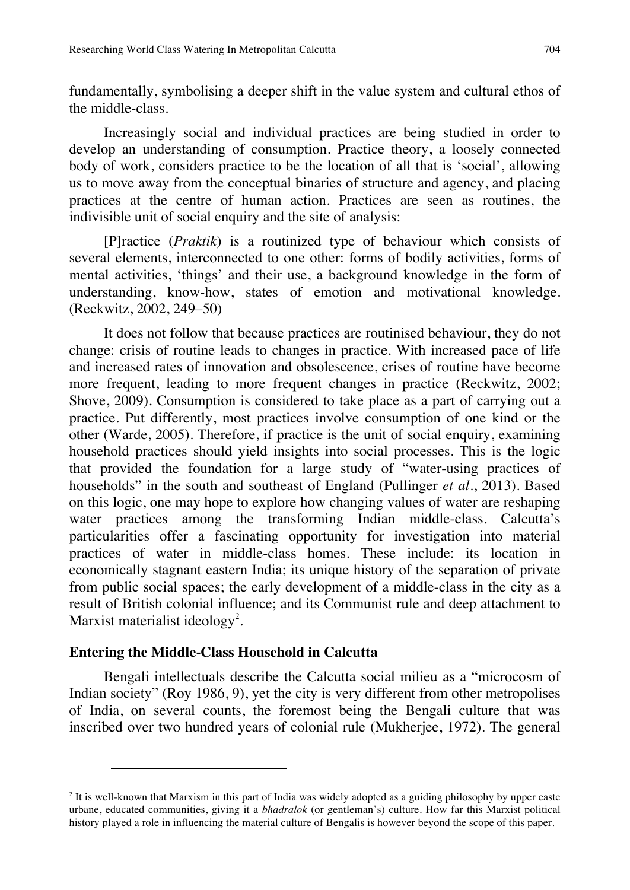fundamentally, symbolising a deeper shift in the value system and cultural ethos of the middle-class.

Increasingly social and individual practices are being studied in order to develop an understanding of consumption. Practice theory, a loosely connected body of work, considers practice to be the location of all that is 'social', allowing us to move away from the conceptual binaries of structure and agency, and placing practices at the centre of human action. Practices are seen as routines, the indivisible unit of social enquiry and the site of analysis:

> [P]ractice (*Praktik*) is a routinized type of behaviour which consists of several elements, interconnected to one other: forms of bodily activities, forms of mental activities, 'things' and their use, a background knowledge in the form of understanding, know-how, states of emotion and motivational knowledge. (Reckwitz, 2002, 249–50)

It does not follow that because practices are routinised behaviour, they do not change: crisis of routine leads to changes in practice. With increased pace of life and increased rates of innovation and obsolescence, crises of routine have become more frequent, leading to more frequent changes in practice (Reckwitz, 2002; Shove, 2009). Consumption is considered to take place as a part of carrying out a practice. Put differently, most practices involve consumption of one kind or the other (Warde, 2005). Therefore, if practice is the unit of social enquiry, examining household practices should yield insights into social processes. This is the logic that provided the foundation for a large study of "water-using practices of households" in the south and southeast of England (Pullinger *et al*., 2013). Based on this logic, one may hope to explore how changing values of water are reshaping water practices among the transforming Indian middle-class. Calcutta's particularities offer a fascinating opportunity for investigation into material practices of water in middle-class homes. These include: its location in economically stagnant eastern India; its unique history of the separation of private from public social spaces; the early development of a middle-class in the city as a result of British colonial influence; and its Communist rule and deep attachment to Marxist materialist ideology[2].

## Entering the Middle-Class Household in Calcutta

Bengali intellectuals describe the Calcutta social milieu as a "microcosm of Indian society" (Roy 1986, 9), yet the city is very different from other metropolises of India, on several counts, the foremost being the Bengali culture that was inscribed over two hundred years of colonial rule (Mukherjee, 1972). The general

---

[2] It is well-known that Marxism in this part of India was widely adopted as a guiding philosophy by upper caste urbane, educated communities, giving it a *bhadralok* (or gentleman's) culture. How far this Marxist political history played a role in influencing the material culture of Bengalis is however beyond the scope of this paper.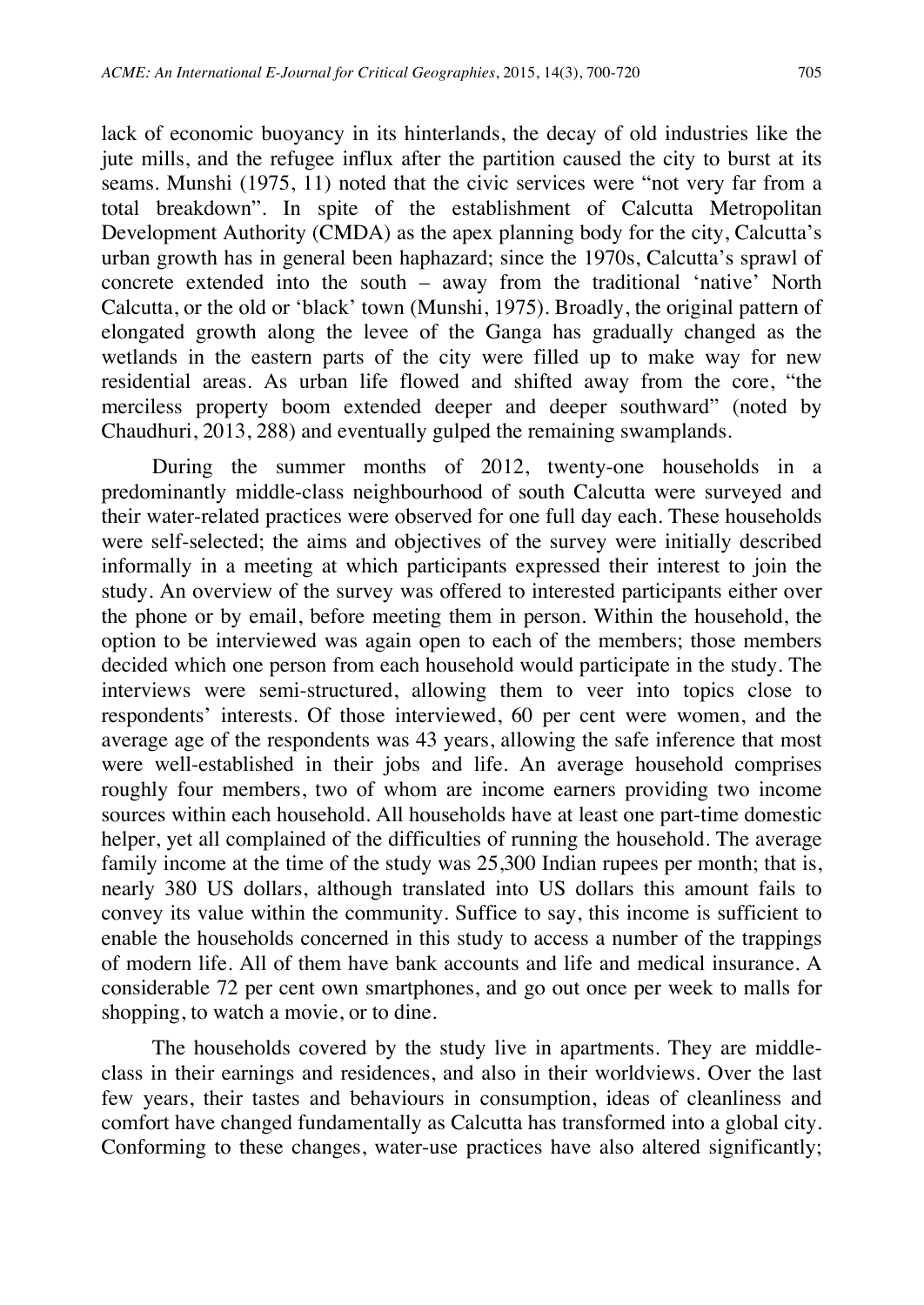lack of economic buoyancy in its hinterlands, the decay of old industries like the jute mills, and the refugee influx after the partition caused the city to burst at its seams. Munshi (1975, 11) noted that the civic services were "not very far from a total breakdown". In spite of the establishment of Calcutta Metropolitan Development Authority (CMDA) as the apex planning body for the city, Calcutta's urban growth has in general been haphazard; since the 1970s, Calcutta's sprawl of concrete extended into the south – away from the traditional 'native' North Calcutta, or the old or 'black' town (Munshi, 1975). Broadly, the original pattern of elongated growth along the levee of the Ganga has gradually changed as the wetlands in the eastern parts of the city were filled up to make way for new residential areas. As urban life flowed and shifted away from the core, "the merciless property boom extended deeper and deeper southward" (noted by Chaudhuri, 2013, 288) and eventually gulped the remaining swamplands.

During the summer months of 2012, twenty-one households in a predominantly middle-class neighbourhood of south Calcutta were surveyed and their water-related practices were observed for one full day each. These households were self-selected; the aims and objectives of the survey were initially described informally in a meeting at which participants expressed their interest to join the study. An overview of the survey was offered to interested participants either over the phone or by email, before meeting them in person. Within the household, the option to be interviewed was again open to each of the members; those members decided which one person from each household would participate in the study. The interviews were semi-structured, allowing them to veer into topics close to respondents' interests. Of those interviewed, 60 per cent were women, and the average age of the respondents was 43 years, allowing the safe inference that most were well-established in their jobs and life. An average household comprises roughly four members, two of whom are income earners providing two income sources within each household. All households have at least one part-time domestic helper, yet all complained of the difficulties of running the household. The average family income at the time of the study was 25,300 Indian rupees per month; that is, nearly 380 US dollars, although translated into US dollars this amount fails to convey its value within the community. Suffice to say, this income is sufficient to enable the households concerned in this study to access a number of the trappings of modern life. All of them have bank accounts and life and medical insurance. A considerable 72 per cent own smartphones, and go out once per week to malls for shopping, to watch a movie, or to dine.

The households covered by the study live in apartments. They are middle-class in their earnings and residences, and also in their worldviews. Over the last few years, their tastes and behaviours in consumption, ideas of cleanliness and comfort have changed fundamentally as Calcutta has transformed into a global city. Conforming to these changes, water-use practices have also altered significantly;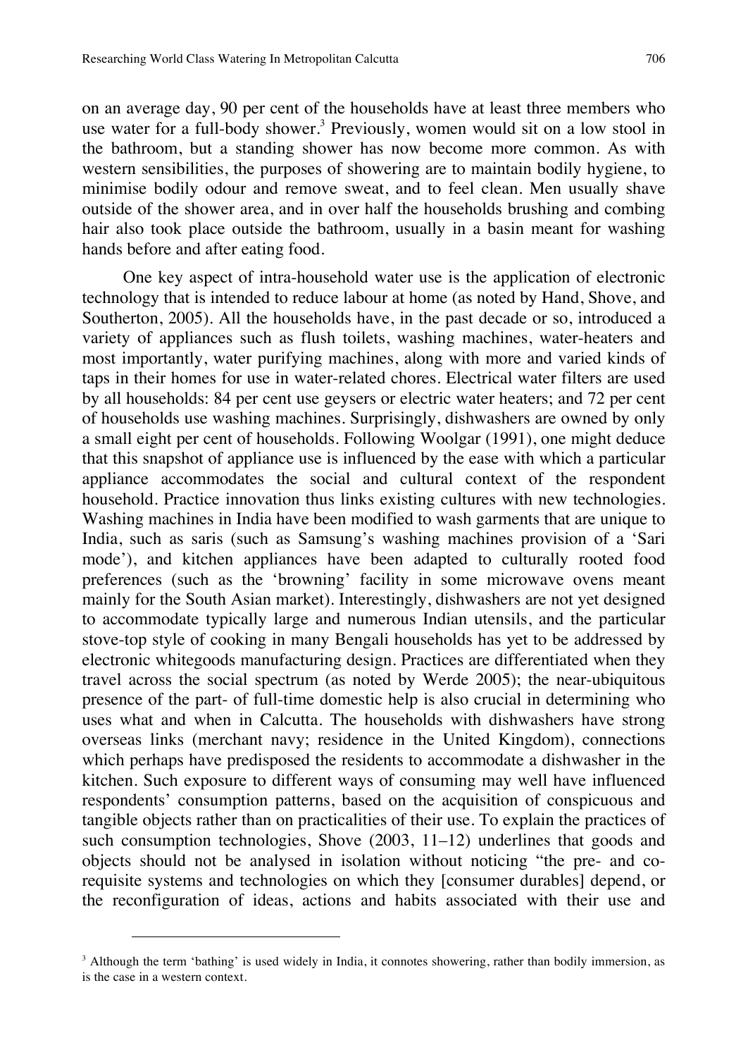on an average day, 90 per cent of the households have at least three members who use water for a full-body shower.[3] Previously, women would sit on a low stool in the bathroom, but a standing shower has now become more common. As with western sensibilities, the purposes of showering are to maintain bodily hygiene, to minimise bodily odour and remove sweat, and to feel clean. Men usually shave outside of the shower area, and in over half the households brushing and combing hair also took place outside the bathroom, usually in a basin meant for washing hands before and after eating food.

One key aspect of intra-household water use is the application of electronic technology that is intended to reduce labour at home (as noted by Hand, Shove, and Southerton, 2005). All the households have, in the past decade or so, introduced a variety of appliances such as flush toilets, washing machines, water-heaters and most importantly, water purifying machines, along with more and varied kinds of taps in their homes for use in water-related chores. Electrical water filters are used by all households: 84 per cent use geysers or electric water heaters; and 72 per cent of households use washing machines. Surprisingly, dishwashers are owned by only a small eight per cent of households. Following Woolgar (1991), one might deduce that this snapshot of appliance use is influenced by the ease with which a particular appliance accommodates the social and cultural context of the respondent household. Practice innovation thus links existing cultures with new technologies. Washing machines in India have been modified to wash garments that are unique to India, such as saris (such as Samsung's washing machines provision of a 'Sari mode'), and kitchen appliances have been adapted to culturally rooted food preferences (such as the 'browning' facility in some microwave ovens meant mainly for the South Asian market). Interestingly, dishwashers are not yet designed to accommodate typically large and numerous Indian utensils, and the particular stove-top style of cooking in many Bengali households has yet to be addressed by electronic whitegoods manufacturing design. Practices are differentiated when they travel across the social spectrum (as noted by Werde 2005); the near-ubiquitous presence of the part- of full-time domestic help is also crucial in determining who uses what and when in Calcutta. The households with dishwashers have strong overseas links (merchant navy; residence in the United Kingdom), connections which perhaps have predisposed the residents to accommodate a dishwasher in the kitchen. Such exposure to different ways of consuming may well have influenced respondents' consumption patterns, based on the acquisition of conspicuous and tangible objects rather than on practicalities of their use. To explain the practices of such consumption technologies, Shove (2003, 11–12) underlines that goods and objects should not be analysed in isolation without noticing "the pre- and co-requisite systems and technologies on which they [consumer durables] depend, or the reconfiguration of ideas, actions and habits associated with their use and

---

[3] Although the term 'bathing' is used widely in India, it connotes showering, rather than bodily immersion, as is the case in a western context.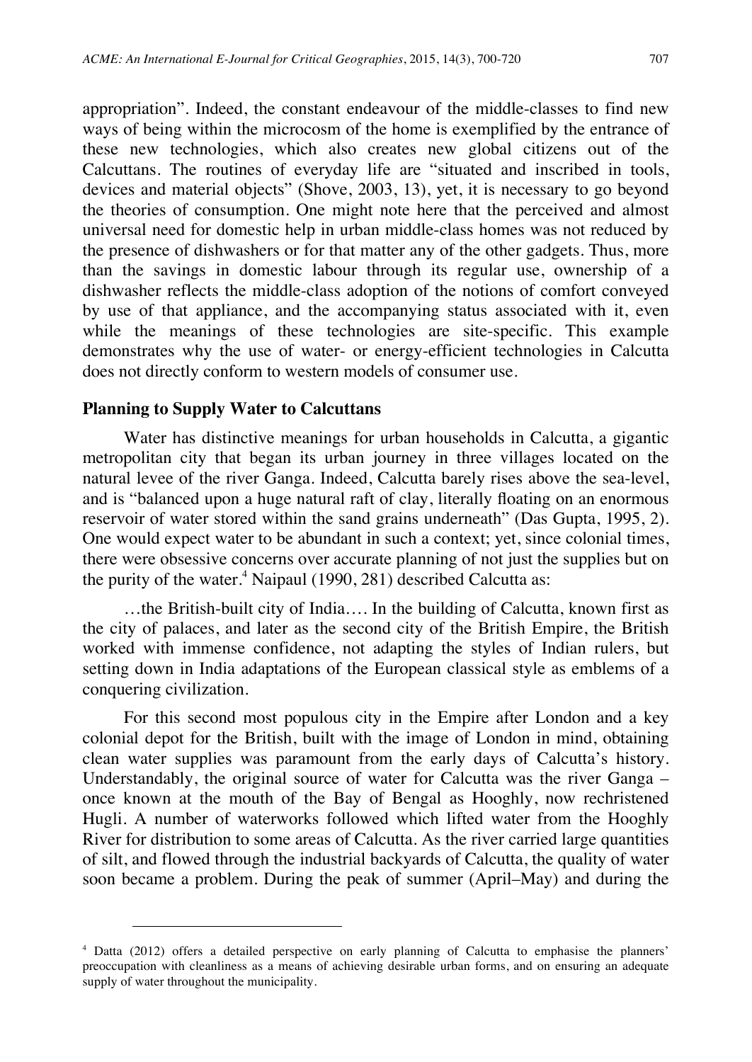appropriation". Indeed, the constant endeavour of the middle-classes to find new ways of being within the microcosm of the home is exemplified by the entrance of these new technologies, which also creates new global citizens out of the Calcuttans. The routines of everyday life are "situated and inscribed in tools, devices and material objects" (Shove, 2003, 13), yet, it is necessary to go beyond the theories of consumption. One might note here that the perceived and almost universal need for domestic help in urban middle-class homes was not reduced by the presence of dishwashers or for that matter any of the other gadgets. Thus, more than the savings in domestic labour through its regular use, ownership of a dishwasher reflects the middle-class adoption of the notions of comfort conveyed by use of that appliance, and the accompanying status associated with it, even while the meanings of these technologies are site-specific. This example demonstrates why the use of water- or energy-efficient technologies in Calcutta does not directly conform to western models of consumer use.

## Planning to Supply Water to Calcuttans

Water has distinctive meanings for urban households in Calcutta, a gigantic metropolitan city that began its urban journey in three villages located on the natural levee of the river Ganga. Indeed, Calcutta barely rises above the sea-level, and is "balanced upon a huge natural raft of clay, literally floating on an enormous reservoir of water stored within the sand grains underneath" (Das Gupta, 1995, 2). One would expect water to be abundant in such a context; yet, since colonial times, there were obsessive concerns over accurate planning of not just the supplies but on the purity of the water.[4] Naipaul (1990, 281) described Calcutta as:

> …the British-built city of India…. In the building of Calcutta, known first as the city of palaces, and later as the second city of the British Empire, the British worked with immense confidence, not adapting the styles of Indian rulers, but setting down in India adaptations of the European classical style as emblems of a conquering civilization.

For this second most populous city in the Empire after London and a key colonial depot for the British, built with the image of London in mind, obtaining clean water supplies was paramount from the early days of Calcutta's history. Understandably, the original source of water for Calcutta was the river Ganga – once known at the mouth of the Bay of Bengal as Hooghly, now rechristened Hugli. A number of waterworks followed which lifted water from the Hooghly River for distribution to some areas of Calcutta. As the river carried large quantities of silt, and flowed through the industrial backyards of Calcutta, the quality of water soon became a problem. During the peak of summer (April–May) and during the

---

[4] Datta (2012) offers a detailed perspective on early planning of Calcutta to emphasise the planners' preoccupation with cleanliness as a means of achieving desirable urban forms, and on ensuring an adequate supply of water throughout the municipality.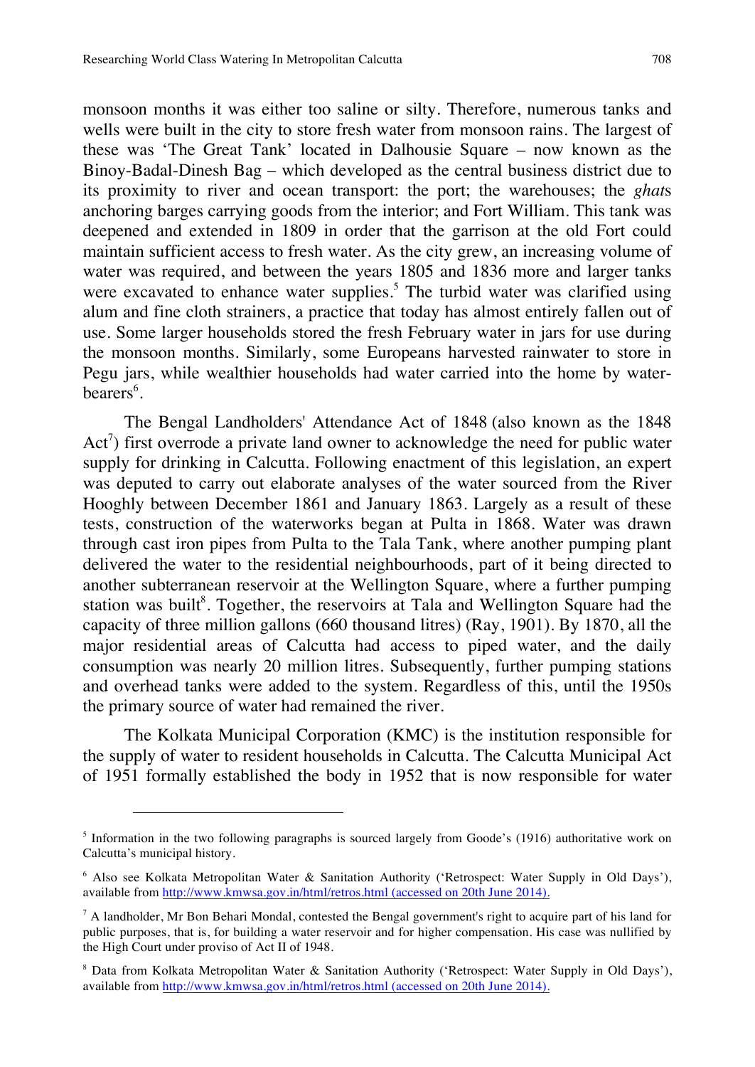monsoon months it was either too saline or silty. Therefore, numerous tanks and wells were built in the city to store fresh water from monsoon rains. The largest of these was 'The Great Tank' located in Dalhousie Square – now known as the Binoy-Badal-Dinesh Bag – which developed as the central business district due to its proximity to river and ocean transport: the port; the warehouses; the *ghat*s anchoring barges carrying goods from the interior; and Fort William. This tank was deepened and extended in 1809 in order that the garrison at the old Fort could maintain sufficient access to fresh water. As the city grew, an increasing volume of water was required, and between the years 1805 and 1836 more and larger tanks were excavated to enhance water supplies.[5] The turbid water was clarified using alum and fine cloth strainers, a practice that today has almost entirely fallen out of use. Some larger households stored the fresh February water in jars for use during the monsoon months. Similarly, some Europeans harvested rainwater to store in Pegu jars, while wealthier households had water carried into the home by water-bearers[6].

The Bengal Landholders' Attendance Act of 1848 (also known as the 1848 Act[7]) first override a private land owner to acknowledge the need for public water supply for drinking in Calcutta. Following enactment of this legislation, an expert was deputed to carry out elaborate analyses of the water sourced from the River Hooghly between December 1861 and January 1863. Largely as a result of these tests, construction of the waterworks began at Pulta in 1868. Water was drawn through cast iron pipes from Pulta to the Tala Tank, where another pumping plant delivered the water to the residential neighbourhoods, part of it being directed to another subterranean reservoir at the Wellington Square, where a further pumping station was built[8]. Together, the reservoirs at Tala and Wellington Square had the capacity of three million gallons (660 thousand litres) (Ray, 1901). By 1870, all the major residential areas of Calcutta had access to piped water, and the daily consumption was nearly 20 million litres. Subsequently, further pumping stations and overhead tanks were added to the system. Regardless of this, until the 1950s the primary source of water had remained the river.

The Kolkata Municipal Corporation (KMC) is the institution responsible for the supply of water to resident households in Calcutta. The Calcutta Municipal Act of 1951 formally established the body in 1952 that is now responsible for water

---

[5] Information in the two following paragraphs is sourced largely from Goode's (1916) authoritative work on Calcutta's municipal history.

[6] Also see Kolkata Metropolitan Water & Sanitation Authority ('Retrospect: Water Supply in Old Days'), available from http://www.kmwsa.gov.in/html/retros.html (accessed on 20th June 2014).

[7] A landholder, Mr Bon Behari Mondal, contested the Bengal government's right to acquire part of his land for public purposes, that is, for building a water reservoir and for higher compensation. His case was nullified by the High Court under proviso of Act II of 1948.

[8] Data from Kolkata Metropolitan Water & Sanitation Authority ('Retrospect: Water Supply in Old Days'), available from http://www.kmwsa.gov.in/html/retros.html (accessed on 20th June 2014).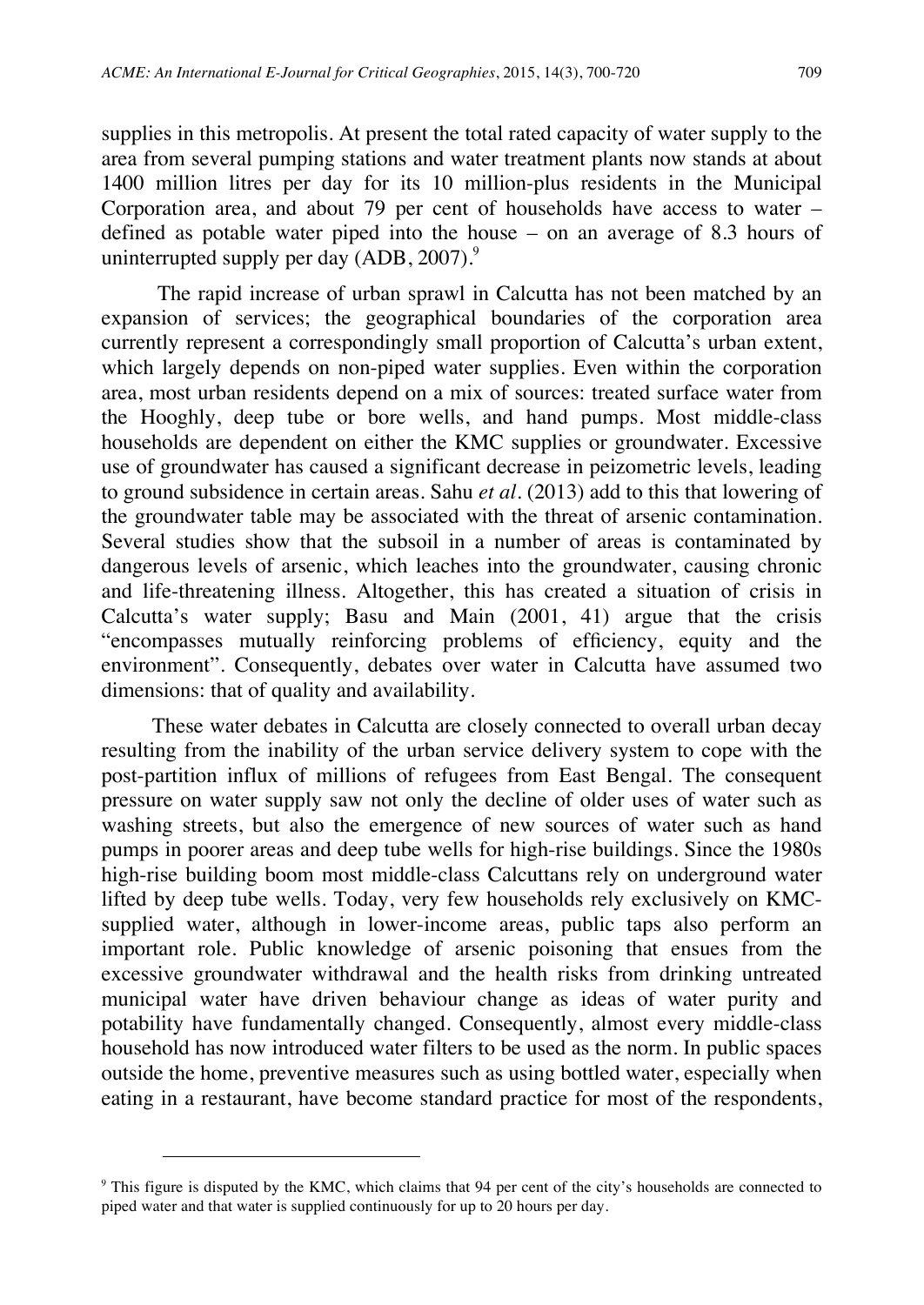supplies in this metropolis. At present the total rated capacity of water supply to the area from several pumping stations and water treatment plants now stands at about 1400 million litres per day for its 10 million-plus residents in the Municipal Corporation area, and about 79 per cent of households have access to water – defined as potable water piped into the house – on an average of 8.3 hours of uninterrupted supply per day (ADB, 2007).[9]

The rapid increase of urban sprawl in Calcutta has not been matched by an expansion of services; the geographical boundaries of the corporation area currently represent a correspondingly small proportion of Calcutta's urban extent, which largely depends on non-piped water supplies. Even within the corporation area, most urban residents depend on a mix of sources: treated surface water from the Hooghly, deep tube or bore wells, and hand pumps. Most middle-class households are dependent on either the KMC supplies or groundwater. Excessive use of groundwater has caused a significant decrease in peizometric levels, leading to ground subsidence in certain areas. Sahu *et al*. (2013) add to this that lowering of the groundwater table may be associated with the threat of arsenic contamination. Several studies show that the subsoil in a number of areas is contaminated by dangerous levels of arsenic, which leaches into the groundwater, causing chronic and life-threatening illness. Altogether, this has created a situation of crisis in Calcutta's water supply; Basu and Main (2001, 41) argue that the crisis "encompasses mutually reinforcing problems of efficiency, equity and the environment". Consequently, debates over water in Calcutta have assumed two dimensions: that of quality and availability.

These water debates in Calcutta are closely connected to overall urban decay resulting from the inability of the urban service delivery system to cope with the post-partition influx of millions of refugees from East Bengal. The consequent pressure on water supply saw not only the decline of older uses of water such as washing streets, but also the emergence of new sources of water such as hand pumps in poorer areas and deep tube wells for high-rise buildings. Since the 1980s high-rise building boom most middle-class Calcuttans rely on underground water lifted by deep tube wells. Today, very few households rely exclusively on KMC-supplied water, although in lower-income areas, public taps also perform an important role. Public knowledge of arsenic poisoning that ensues from the excessive groundwater withdrawal and the health risks from drinking untreated municipal water have driven behaviour change as ideas of water purity and potability have fundamentally changed. Consequently, almost every middle-class household has now introduced water filters to be used as the norm. In public spaces outside the home, preventive measures such as using bottled water, especially when eating in a restaurant, have become standard practice for most of the respondents,

[9] This figure is disputed by the KMC, which claims that 94 per cent of the city's households are connected to piped water and that water is supplied continuously for up to 20 hours per day.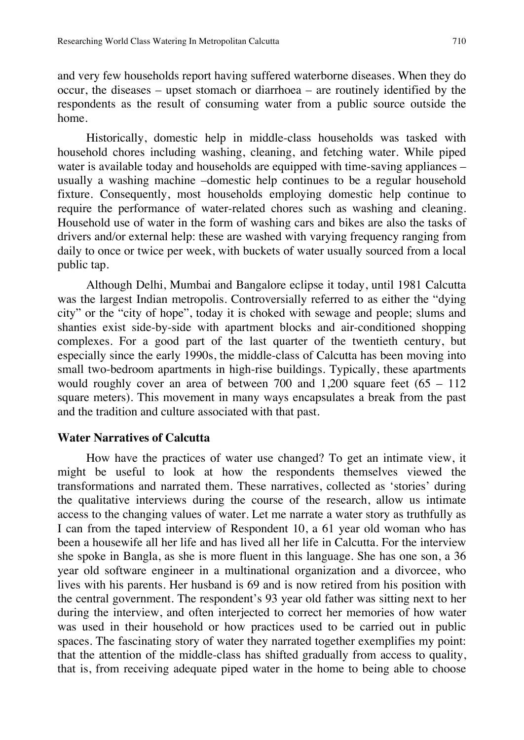and very few households report having suffered waterborne diseases. When they do occur, the diseases – upset stomach or diarrhoea – are routinely identified by the respondents as the result of consuming water from a public source outside the home.

Historically, domestic help in middle-class households was tasked with household chores including washing, cleaning, and fetching water. While piped water is available today and households are equipped with time-saving appliances – usually a washing machine –domestic help continues to be a regular household fixture. Consequently, most households employing domestic help continue to require the performance of water-related chores such as washing and cleaning. Household use of water in the form of washing cars and bikes are also the tasks of drivers and/or external help: these are washed with varying frequency ranging from daily to once or twice per week, with buckets of water usually sourced from a local public tap.

Although Delhi, Mumbai and Bangalore eclipse it today, until 1981 Calcutta was the largest Indian metropolis. Controversially referred to as either the "dying city" or the "city of hope", today it is choked with sewage and people; slums and shanties exist side-by-side with apartment blocks and air-conditioned shopping complexes. For a good part of the last quarter of the twentieth century, but especially since the early 1990s, the middle-class of Calcutta has been moving into small two-bedroom apartments in high-rise buildings. Typically, these apartments would roughly cover an area of between 700 and 1,200 square feet (65 – 112 square meters). This movement in many ways encapsulates a break from the past and the tradition and culture associated with that past.

## Water Narratives of Calcutta

How have the practices of water use changed? To get an intimate view, it might be useful to look at how the respondents themselves viewed the transformations and narrated them. These narratives, collected as 'stories' during the qualitative interviews during the course of the research, allow us intimate access to the changing values of water. Let me narrate a water story as truthfully as I can from the taped interview of Respondent 10, a 61 year old woman who has been a housewife all her life and has lived all her life in Calcutta. For the interview she spoke in Bangla, as she is more fluent in this language. She has one son, a 36 year old software engineer in a multinational organization and a divorcee, who lives with his parents. Her husband is 69 and is now retired from his position with the central government. The respondent's 93 year old father was sitting next to her during the interview, and often interjected to correct her memories of how water was used in their household or how practices used to be carried out in public spaces. The fascinating story of water they narrated together exemplifies my point: that the attention of the middle-class has shifted gradually from access to quality, that is, from receiving adequate piped water in the home to being able to choose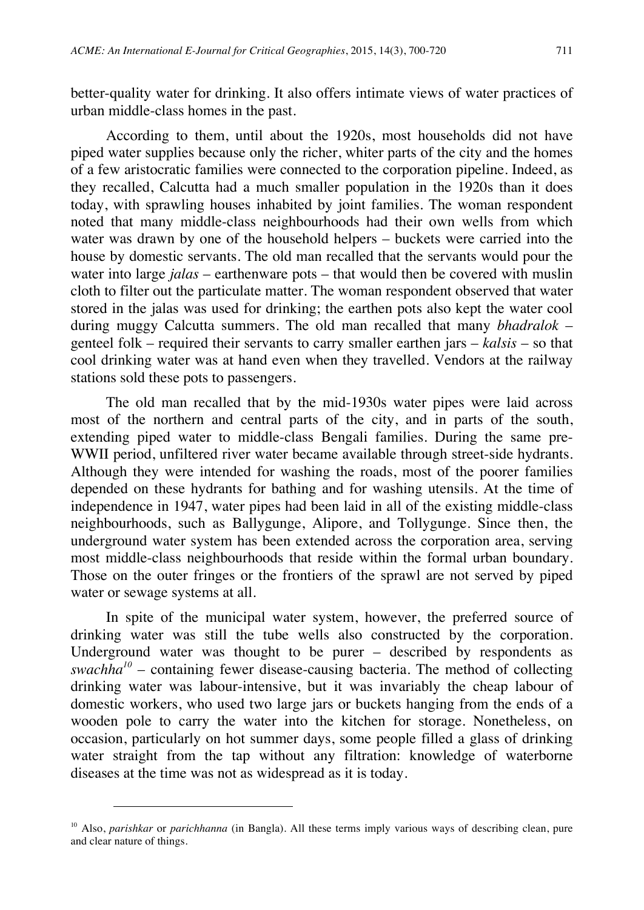better-quality water for drinking. It also offers intimate views of water practices of urban middle-class homes in the past.

According to them, until about the 1920s, most households did not have piped water supplies because only the richer, whiter parts of the city and the homes of a few aristocratic families were connected to the corporation pipeline. Indeed, as they recalled, Calcutta had a much smaller population in the 1920s than it does today, with sprawling houses inhabited by joint families. The woman respondent noted that many middle-class neighbourhoods had their own wells from which water was drawn by one of the household helpers – buckets were carried into the house by domestic servants. The old man recalled that the servants would pour the water into large *jalas* – earthenware pots – that would then be covered with muslin cloth to filter out the particulate matter. The woman respondent observed that water stored in the jalas was used for drinking; the earthen pots also kept the water cool during muggy Calcutta summers. The old man recalled that many *bhadralok* – genteel folk – required their servants to carry smaller earthen jars – *kalsis* – so that cool drinking water was at hand even when they travelled. Vendors at the railway stations sold these pots to passengers.

The old man recalled that by the mid-1930s water pipes were laid across most of the northern and central parts of the city, and in parts of the south, extending piped water to middle-class Bengali families. During the same pre-WWII period, unfiltered river water became available through street-side hydrants. Although they were intended for washing the roads, most of the poorer families depended on these hydrants for bathing and for washing utensils. At the time of independence in 1947, water pipes had been laid in all of the existing middle-class neighbourhoods, such as Ballygunge, Alipore, and Tollygunge. Since then, the underground water system has been extended across the corporation area, serving most middle-class neighbourhoods that reside within the formal urban boundary. Those on the outer fringes or the frontiers of the sprawl are not served by piped water or sewage systems at all.

In spite of the municipal water system, however, the preferred source of drinking water was still the tube wells also constructed by the corporation. Underground water was thought to be purer – described by respondents as *swachha*[10] – containing fewer disease-causing bacteria. The method of collecting drinking water was labour-intensive, but it was invariably the cheap labour of domestic workers, who used two large jars or buckets hanging from the ends of a wooden pole to carry the water into the kitchen for storage. Nonetheless, on occasion, particularly on hot summer days, some people filled a glass of drinking water straight from the tap without any filtration: knowledge of waterborne diseases at the time was not as widespread as it is today.

---

[10] Also, *parishkar* or *parichhanna* (in Bangla). All these terms imply various ways of describing clean, pure and clear nature of things.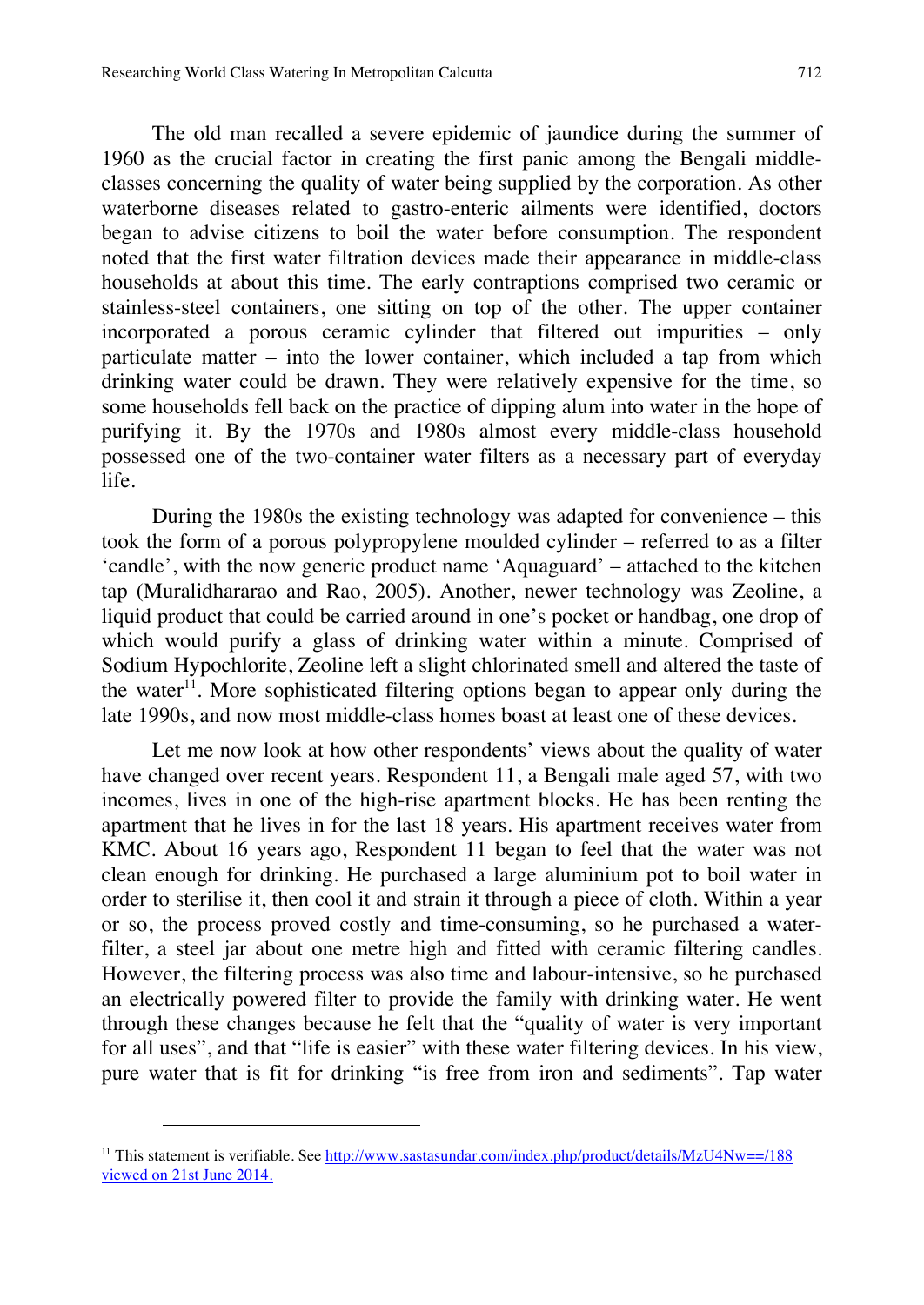The old man recalled a severe epidemic of jaundice during the summer of 1960 as the crucial factor in creating the first panic among the Bengali middle-classes concerning the quality of water being supplied by the corporation. As other waterborne diseases related to gastro-enteric ailments were identified, doctors began to advise citizens to boil the water before consumption. The respondent noted that the first water filtration devices made their appearance in middle-class households at about this time. The early contraptions comprised two ceramic or stainless-steel containers, one sitting on top of the other. The upper container incorporated a porous ceramic cylinder that filtered out impurities – only particulate matter – into the lower container, which included a tap from which drinking water could be drawn. They were relatively expensive for the time, so some households fell back on the practice of dipping alum into water in the hope of purifying it. By the 1970s and 1980s almost every middle-class household possessed one of the two-container water filters as a necessary part of everyday life.

During the 1980s the existing technology was adapted for convenience – this took the form of a porous polypropylene moulded cylinder – referred to as a filter 'candle', with the now generic product name 'Aquaguard' – attached to the kitchen tap (Muralidhararao and Rao, 2005). Another, newer technology was Zeoline, a liquid product that could be carried around in one's pocket or handbag, one drop of which would purify a glass of drinking water within a minute. Comprised of Sodium Hypochlorite, Zeoline left a slight chlorinated smell and altered the taste of the water[11]. More sophisticated filtering options began to appear only during the late 1990s, and now most middle-class homes boast at least one of these devices.

Let me now look at how other respondents' views about the quality of water have changed over recent years. Respondent 11, a Bengali male aged 57, with two incomes, lives in one of the high-rise apartment blocks. He has been renting the apartment that he lives in for the last 18 years. His apartment receives water from KMC. About 16 years ago, Respondent 11 began to feel that the water was not clean enough for drinking. He purchased a large aluminium pot to boil water in order to sterilise it, then cool it and strain it through a piece of cloth. Within a year or so, the process proved costly and time-consuming, so he purchased a water-filter, a steel jar about one metre high and fitted with ceramic filtering candles. However, the filtering process was also time and labour-intensive, so he purchased an electrically powered filter to provide the family with drinking water. He went through these changes because he felt that the "quality of water is very important for all uses", and that "life is easier" with these water filtering devices. In his view, pure water that is fit for drinking "is free from iron and sediments". Tap water

---

[11] This statement is verifiable. See http://www.sastasundar.com/index.php/product/details/MzU4Nw==/188 viewed on 21st June 2014.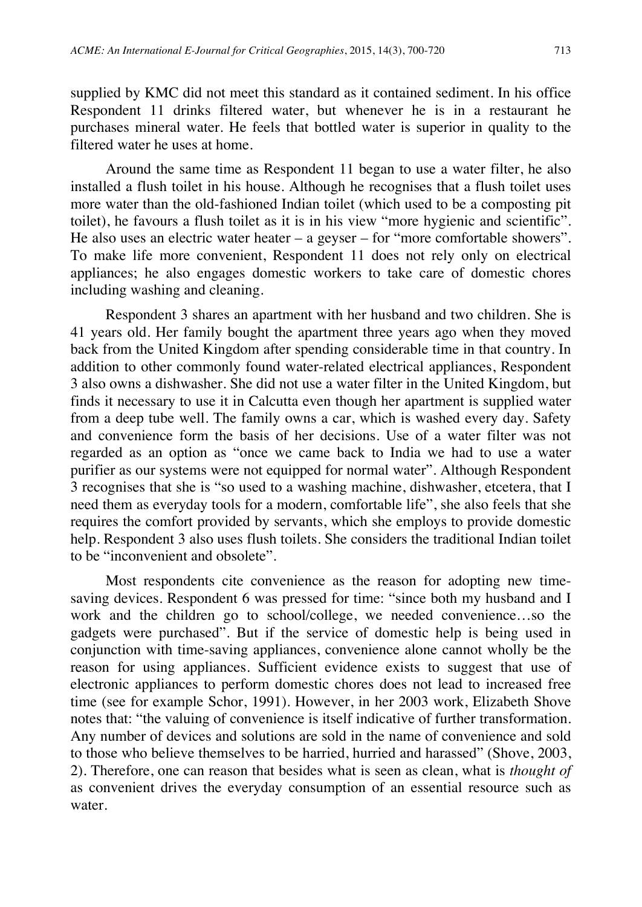supplied by KMC did not meet this standard as it contained sediment. In his office Respondent 11 drinks filtered water, but whenever he is in a restaurant he purchases mineral water. He feels that bottled water is superior in quality to the filtered water he uses at home.

Around the same time as Respondent 11 began to use a water filter, he also installed a flush toilet in his house. Although he recognises that a flush toilet uses more water than the old-fashioned Indian toilet (which used to be a composting pit toilet), he favours a flush toilet as it is in his view "more hygienic and scientific". He also uses an electric water heater – a geyser – for "more comfortable showers". To make life more convenient, Respondent 11 does not rely only on electrical appliances; he also engages domestic workers to take care of domestic chores including washing and cleaning.

Respondent 3 shares an apartment with her husband and two children. She is 41 years old. Her family bought the apartment three years ago when they moved back from the United Kingdom after spending considerable time in that country. In addition to other commonly found water-related electrical appliances, Respondent 3 also owns a dishwasher. She did not use a water filter in the United Kingdom, but finds it necessary to use it in Calcutta even though her apartment is supplied water from a deep tube well. The family owns a car, which is washed every day. Safety and convenience form the basis of her decisions. Use of a water filter was not regarded as an option as "once we came back to India we had to use a water purifier as our systems were not equipped for normal water". Although Respondent 3 recognises that she is "so used to a washing machine, dishwasher, etcetera, that I need them as everyday tools for a modern, comfortable life", she also feels that she requires the comfort provided by servants, which she employs to provide domestic help. Respondent 3 also uses flush toilets. She considers the traditional Indian toilet to be "inconvenient and obsolete".

Most respondents cite convenience as the reason for adopting new time-saving devices. Respondent 6 was pressed for time: "since both my husband and I work and the children go to school/college, we needed convenience…so the gadgets were purchased". But if the service of domestic help is being used in conjunction with time-saving appliances, convenience alone cannot wholly be the reason for using appliances. Sufficient evidence exists to suggest that use of electronic appliances to perform domestic chores does not lead to increased free time (see for example Schor, 1991). However, in her 2003 work, Elizabeth Shove notes that: "the valuing of convenience is itself indicative of further transformation. Any number of devices and solutions are sold in the name of convenience and sold to those who believe themselves to be harried, hurried and harassed" (Shove, 2003, 2). Therefore, one can reason that besides what is seen as clean, what is *thought of* as convenient drives the everyday consumption of an essential resource such as water.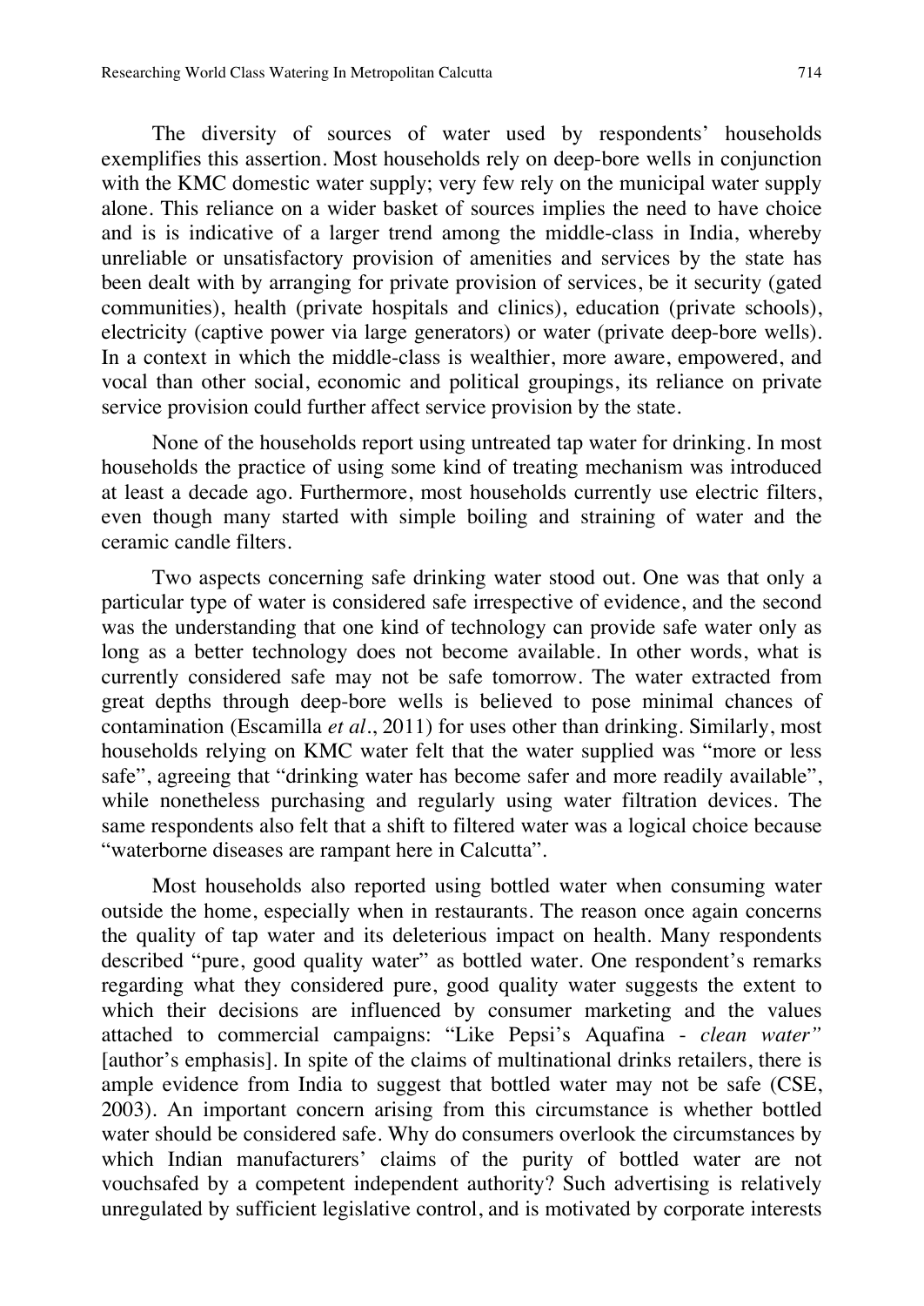The diversity of sources of water used by respondents' households exemplifies this assertion. Most households rely on deep-bore wells in conjunction with the KMC domestic water supply; very few rely on the municipal water supply alone. This reliance on a wider basket of sources implies the need to have choice and is is indicative of a larger trend among the middle-class in India, whereby unreliable or unsatisfactory provision of amenities and services by the state has been dealt with by arranging for private provision of services, be it security (gated communities), health (private hospitals and clinics), education (private schools), electricity (captive power via large generators) or water (private deep-bore wells). In a context in which the middle-class is wealthier, more aware, empowered, and vocal than other social, economic and political groupings, its reliance on private service provision could further affect service provision by the state.

None of the households report using untreated tap water for drinking. In most households the practice of using some kind of treating mechanism was introduced at least a decade ago. Furthermore, most households currently use electric filters, even though many started with simple boiling and straining of water and the ceramic candle filters.

Two aspects concerning safe drinking water stood out. One was that only a particular type of water is considered safe irrespective of evidence, and the second was the understanding that one kind of technology can provide safe water only as long as a better technology does not become available. In other words, what is currently considered safe may not be safe tomorrow. The water extracted from great depths through deep-bore wells is believed to pose minimal chances of contamination (Escamilla *et al*., 2011) for uses other than drinking. Similarly, most households relying on KMC water felt that the water supplied was "more or less safe", agreeing that "drinking water has become safer and more readily available", while nonetheless purchasing and regularly using water filtration devices. The same respondents also felt that a shift to filtered water was a logical choice because "waterborne diseases are rampant here in Calcutta".

Most households also reported using bottled water when consuming water outside the home, especially when in restaurants. The reason once again concerns the quality of tap water and its deleterious impact on health. Many respondents described "pure, good quality water" as bottled water. One respondent's remarks regarding what they considered pure, good quality water suggests the extent to which their decisions are influenced by consumer marketing and the values attached to commercial campaigns: "Like Pepsi's Aquafina - *clean water"* [author's emphasis]. In spite of the claims of multinational drinks retailers, there is ample evidence from India to suggest that bottled water may not be safe (CSE, 2003). An important concern arising from this circumstance is whether bottled water should be considered safe. Why do consumers overlook the circumstances by which Indian manufacturers' claims of the purity of bottled water are not vouchsafed by a competent independent authority? Such advertising is relatively unregulated by sufficient legislative control, and is motivated by corporate interests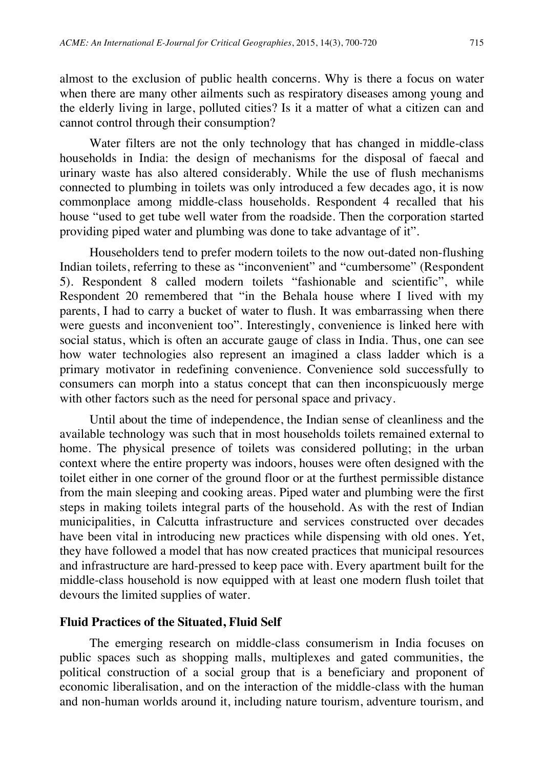almost to the exclusion of public health concerns. Why is there a focus on water when there are many other ailments such as respiratory diseases among young and the elderly living in large, polluted cities? Is it a matter of what a citizen can and cannot control through their consumption?

Water filters are not the only technology that has changed in middle-class households in India: the design of mechanisms for the disposal of faecal and urinary waste has also altered considerably. While the use of flush mechanisms connected to plumbing in toilets was only introduced a few decades ago, it is now commonplace among middle-class households. Respondent 4 recalled that his house "used to get tube well water from the roadside. Then the corporation started providing piped water and plumbing was done to take advantage of it".

Householders tend to prefer modern toilets to the now out-dated non-flushing Indian toilets, referring to these as "inconvenient" and "cumbersome" (Respondent 5). Respondent 8 called modern toilets "fashionable and scientific", while Respondent 20 remembered that "in the Behala house where I lived with my parents, I had to carry a bucket of water to flush. It was embarrassing when there were guests and inconvenient too". Interestingly, convenience is linked here with social status, which is often an accurate gauge of class in India. Thus, one can see how water technologies also represent an imagined a class ladder which is a primary motivator in redefining convenience. Convenience sold successfully to consumers can morph into a status concept that can then inconspicuously merge with other factors such as the need for personal space and privacy.

Until about the time of independence, the Indian sense of cleanliness and the available technology was such that in most households toilets remained external to home. The physical presence of toilets was considered polluting; in the urban context where the entire property was indoors, houses were often designed with the toilet either in one corner of the ground floor or at the furthest permissible distance from the main sleeping and cooking areas. Piped water and plumbing were the first steps in making toilets integral parts of the household. As with the rest of Indian municipalities, in Calcutta infrastructure and services constructed over decades have been vital in introducing new practices while dispensing with old ones. Yet, they have followed a model that has now created practices that municipal resources and infrastructure are hard-pressed to keep pace with. Every apartment built for the middle-class household is now equipped with at least one modern flush toilet that devours the limited supplies of water.

## Fluid Practices of the Situated, Fluid Self

The emerging research on middle-class consumerism in India focuses on public spaces such as shopping malls, multiplexes and gated communities, the political construction of a social group that is a beneficiary and proponent of economic liberalisation, and on the interaction of the middle-class with the human and non-human worlds around it, including nature tourism, adventure tourism, and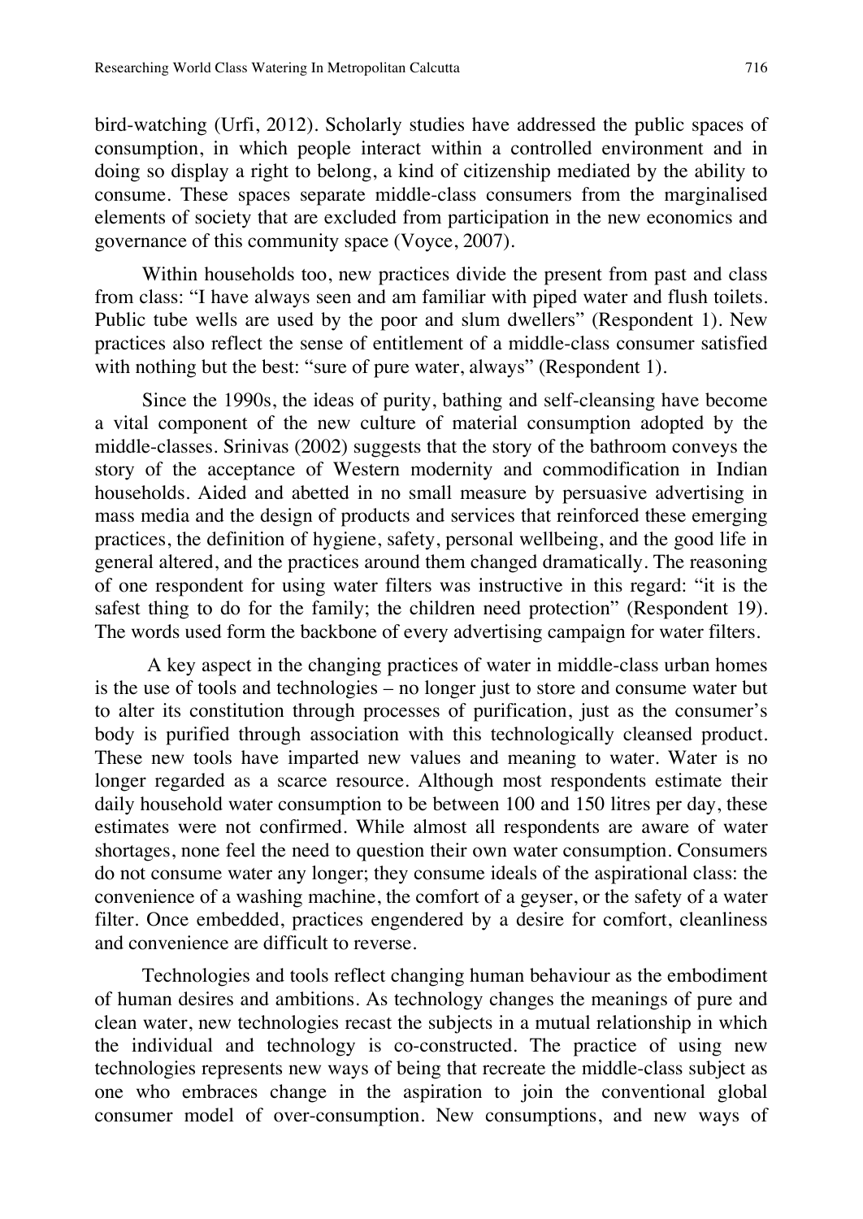bird-watching (Urfi, 2012). Scholarly studies have addressed the public spaces of consumption, in which people interact within a controlled environment and in doing so display a right to belong, a kind of citizenship mediated by the ability to consume. These spaces separate middle-class consumers from the marginalised elements of society that are excluded from participation in the new economics and governance of this community space (Voyce, 2007).

Within households too, new practices divide the present from past and class from class: "I have always seen and am familiar with piped water and flush toilets. Public tube wells are used by the poor and slum dwellers" (Respondent 1). New practices also reflect the sense of entitlement of a middle-class consumer satisfied with nothing but the best: "sure of pure water, always" (Respondent 1).

Since the 1990s, the ideas of purity, bathing and self-cleansing have become a vital component of the new culture of material consumption adopted by the middle-classes. Srinivas (2002) suggests that the story of the bathroom conveys the story of the acceptance of Western modernity and commodification in Indian households. Aided and abetted in no small measure by persuasive advertising in mass media and the design of products and services that reinforced these emerging practices, the definition of hygiene, safety, personal wellbeing, and the good life in general altered, and the practices around them changed dramatically. The reasoning of one respondent for using water filters was instructive in this regard: "it is the safest thing to do for the family; the children need protection" (Respondent 19). The words used form the backbone of every advertising campaign for water filters.

A key aspect in the changing practices of water in middle-class urban homes is the use of tools and technologies – no longer just to store and consume water but to alter its constitution through processes of purification, just as the consumer's body is purified through association with this technologically cleansed product. These new tools have imparted new values and meaning to water. Water is no longer regarded as a scarce resource. Although most respondents estimate their daily household water consumption to be between 100 and 150 litres per day, these estimates were not confirmed. While almost all respondents are aware of water shortages, none feel the need to question their own water consumption. Consumers do not consume water any longer; they consume ideals of the aspirational class: the convenience of a washing machine, the comfort of a geyser, or the safety of a water filter. Once embedded, practices engendered by a desire for comfort, cleanliness and convenience are difficult to reverse.

Technologies and tools reflect changing human behaviour as the embodiment of human desires and ambitions. As technology changes the meanings of pure and clean water, new technologies recast the subjects in a mutual relationship in which the individual and technology is co-constructed. The practice of using new technologies represents new ways of being that recreate the middle-class subject as one who embraces change in the aspiration to join the conventional global consumer model of over-consumption. New consumptions, and new ways of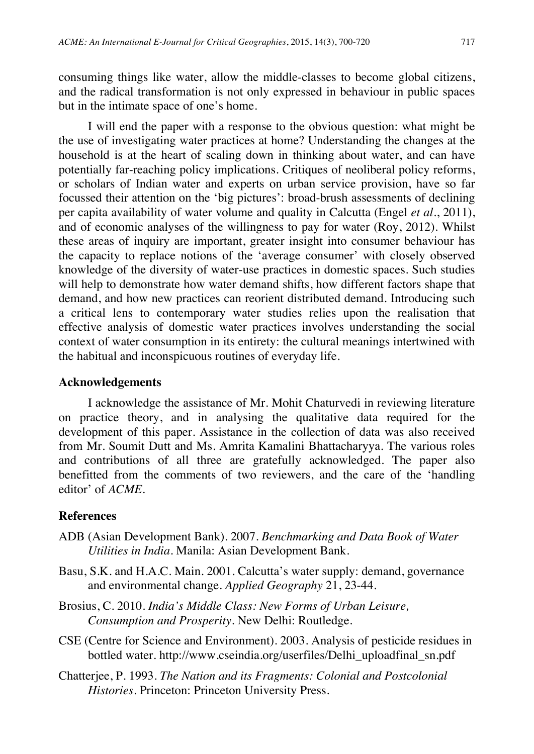consuming things like water, allow the middle-classes to become global citizens, and the radical transformation is not only expressed in behaviour in public spaces but in the intimate space of one's home.

I will end the paper with a response to the obvious question: what might be the use of investigating water practices at home? Understanding the changes at the household is at the heart of scaling down in thinking about water, and can have potentially far-reaching policy implications. Critiques of neoliberal policy reforms, or scholars of Indian water and experts on urban service provision, have so far focussed their attention on the 'big pictures': broad-brush assessments of declining per capita availability of water volume and quality in Calcutta (Engel *et al*., 2011), and of economic analyses of the willingness to pay for water (Roy, 2012). Whilst these areas of inquiry are important, greater insight into consumer behaviour has the capacity to replace notions of the 'average consumer' with closely observed knowledge of the diversity of water-use practices in domestic spaces. Such studies will help to demonstrate how water demand shifts, how different factors shape that demand, and how new practices can reorient distributed demand. Introducing such a critical lens to contemporary water studies relies upon the realisation that effective analysis of domestic water practices involves understanding the social context of water consumption in its entirety: the cultural meanings intertwined with the habitual and inconspicuous routines of everyday life.

## Acknowledgements

I acknowledge the assistance of Mr. Mohit Chaturvedi in reviewing literature on practice theory, and in analysing the qualitative data required for the development of this paper. Assistance in the collection of data was also received from Mr. Soumit Dutt and Ms. Amrita Kamalini Bhattacharyya. The various roles and contributions of all three are gratefully acknowledged. The paper also benefitted from the comments of two reviewers, and the care of the 'handling editor' of *ACME*.

## References

ADB (Asian Development Bank). 2007. *Benchmarking and Data Book of Water Utilities in India*. Manila: Asian Development Bank.

Basu, S.K. and H.A.C. Main. 2001. Calcutta's water supply: demand, governance and environmental change. *Applied Geography* 21, 23-44.

Brosius, C. 2010. *India's Middle Class: New Forms of Urban Leisure, Consumption and Prosperity*. New Delhi: Routledge.

CSE (Centre for Science and Environment). 2003. Analysis of pesticide residues in bottled water. http://www.cseindia.org/userfiles/Delhi_uploadfinal_sn.pdf

Chatterjee, P. 1993. *The Nation and its Fragments: Colonial and Postcolonial Histories*. Princeton: Princeton University Press.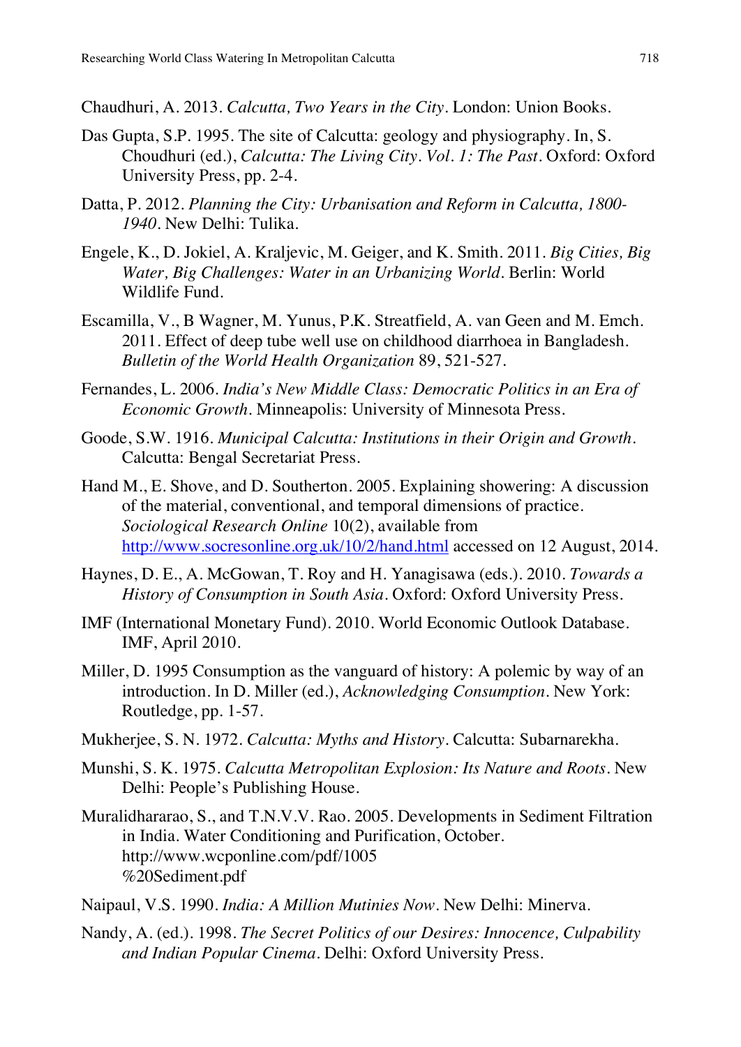Chaudhuri, A. 2013. *Calcutta, Two Years in the City*. London: Union Books.

Das Gupta, S.P. 1995. The site of Calcutta: geology and physiography. In, S. Choudhuri (ed.), *Calcutta: The Living City. Vol. 1: The Past*. Oxford: Oxford University Press, pp. 2-4.

Datta, P. 2012. *Planning the City: Urbanisation and Reform in Calcutta, 1800-1940*. New Delhi: Tulika.

Engele, K., D. Jokiel, A. Kraljevic, M. Geiger, and K. Smith. 2011. *Big Cities, Big Water, Big Challenges: Water in an Urbanizing World*. Berlin: World Wildlife Fund.

Escamilla, V., B Wagner, M. Yunus, P.K. Streatfield, A. van Geen and M. Emch. 2011. Effect of deep tube well use on childhood diarrhoea in Bangladesh. *Bulletin of the World Health Organization* 89, 521-527.

Fernandes, L. 2006. *India's New Middle Class: Democratic Politics in an Era of Economic Growth*. Minneapolis: University of Minnesota Press.

Goode, S.W. 1916. *Municipal Calcutta: Institutions in their Origin and Growth*. Calcutta: Bengal Secretariat Press.

Hand M., E. Shove, and D. Southerton. 2005. Explaining showering: A discussion of the material, conventional, and temporal dimensions of practice. *Sociological Research Online* 10(2), available from http://www.socresonline.org.uk/10/2/hand.html accessed on 12 August, 2014.

Haynes, D. E., A. McGowan, T. Roy and H. Yanagisawa (eds.). 2010. *Towards a History of Consumption in South Asia*. Oxford: Oxford University Press.

IMF (International Monetary Fund). 2010. World Economic Outlook Database. IMF, April 2010.

Miller, D. 1995 Consumption as the vanguard of history: A polemic by way of an introduction. In D. Miller (ed.), *Acknowledging Consumption*. New York: Routledge, pp. 1-57.

Mukherjee, S. N. 1972. *Calcutta: Myths and History*. Calcutta: Subarnarekha.

Munshi, S. K. 1975. *Calcutta Metropolitan Explosion: Its Nature and Roots*. New Delhi: People's Publishing House.

Muralidhararao, S., and T.N.V.V. Rao. 2005. Developments in Sediment Filtration in India. Water Conditioning and Purification, October. http://www.wcponline.com/pdf/1005 %20Sediment.pdf

Naipaul, V.S. 1990. *India: A Million Mutinies Now*. New Delhi: Minerva.

Nandy, A. (ed.). 1998. *The Secret Politics of our Desires: Innocence, Culpability and Indian Popular Cinema*. Delhi: Oxford University Press.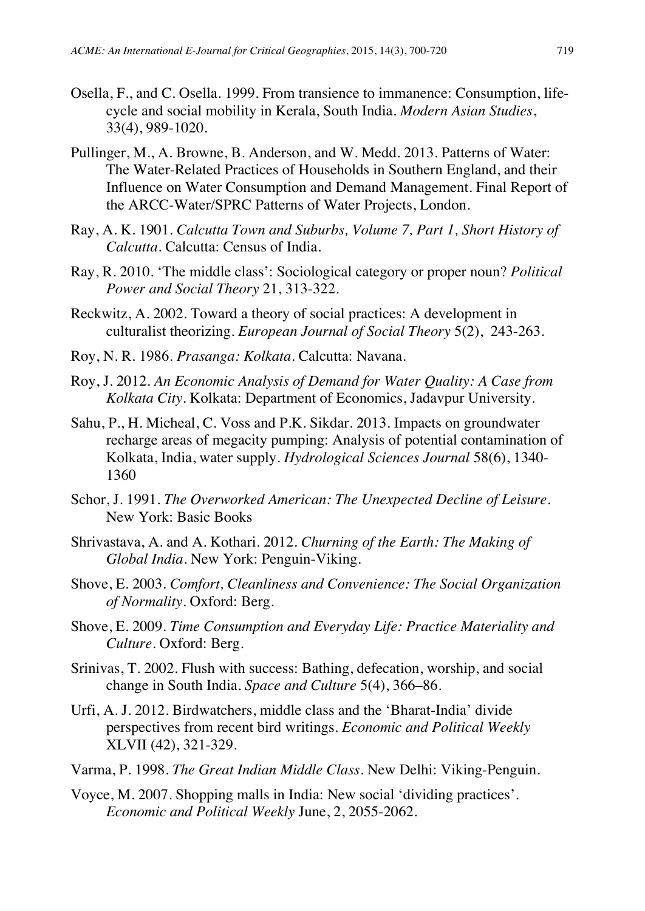Osella, F., and C. Osella. 1999. From transience to immanence: Consumption, life-cycle and social mobility in Kerala, South India. *Modern Asian Studies*, 33(4), 989-1020.

Pullinger, M., A. Browne, B. Anderson, and W. Medd. 2013. Patterns of Water: The Water-Related Practices of Households in Southern England, and their Influence on Water Consumption and Demand Management. Final Report of the ARCC-Water/SPRC Patterns of Water Projects, London.

Ray, A. K. 1901. *Calcutta Town and Suburbs, Volume 7, Part 1, Short History of Calcutta*. Calcutta: Census of India.

Ray, R. 2010. 'The middle class': Sociological category or proper noun? *Political Power and Social Theory* 21, 313-322.

Reckwitz, A. 2002. Toward a theory of social practices: A development in culturalist theorizing. *European Journal of Social Theory* 5(2), 243-263.

Roy, N. R. 1986. *Prasanga: Kolkata*. Calcutta: Navana.

Roy, J. 2012. *An Economic Analysis of Demand for Water Quality: A Case from Kolkata City*. Kolkata: Department of Economics, Jadavpur University.

Sahu, P., H. Micheal, C. Voss and P.K. Sikdar. 2013. Impacts on groundwater recharge areas of megacity pumping: Analysis of potential contamination of Kolkata, India, water supply. *Hydrological Sciences Journal* 58(6), 1340-1360

Schor, J. 1991. *The Overworked American: The Unexpected Decline of Leisure*. New York: Basic Books

Shrivastava, A. and A. Kothari. 2012. *Churning of the Earth: The Making of Global India*. New York: Penguin-Viking.

Shove, E. 2003. *Comfort, Cleanliness and Convenience: The Social Organization of Normality*. Oxford: Berg.

Shove, E. 2009. *Time Consumption and Everyday Life: Practice Materiality and Culture*. Oxford: Berg.

Srinivas, T. 2002. Flush with success: Bathing, defecation, worship, and social change in South India. *Space and Culture* 5(4), 366–86.

Urfi, A. J. 2012. Birdwatchers, middle class and the 'Bharat-India' divide perspectives from recent bird writings. *Economic and Political Weekly* XLVII (42), 321-329.

Varma, P. 1998. *The Great Indian Middle Class*. New Delhi: Viking-Penguin.

Voyce, M. 2007. Shopping malls in India: New social 'dividing practices'. *Economic and Political Weekly* June, 2, 2055-2062.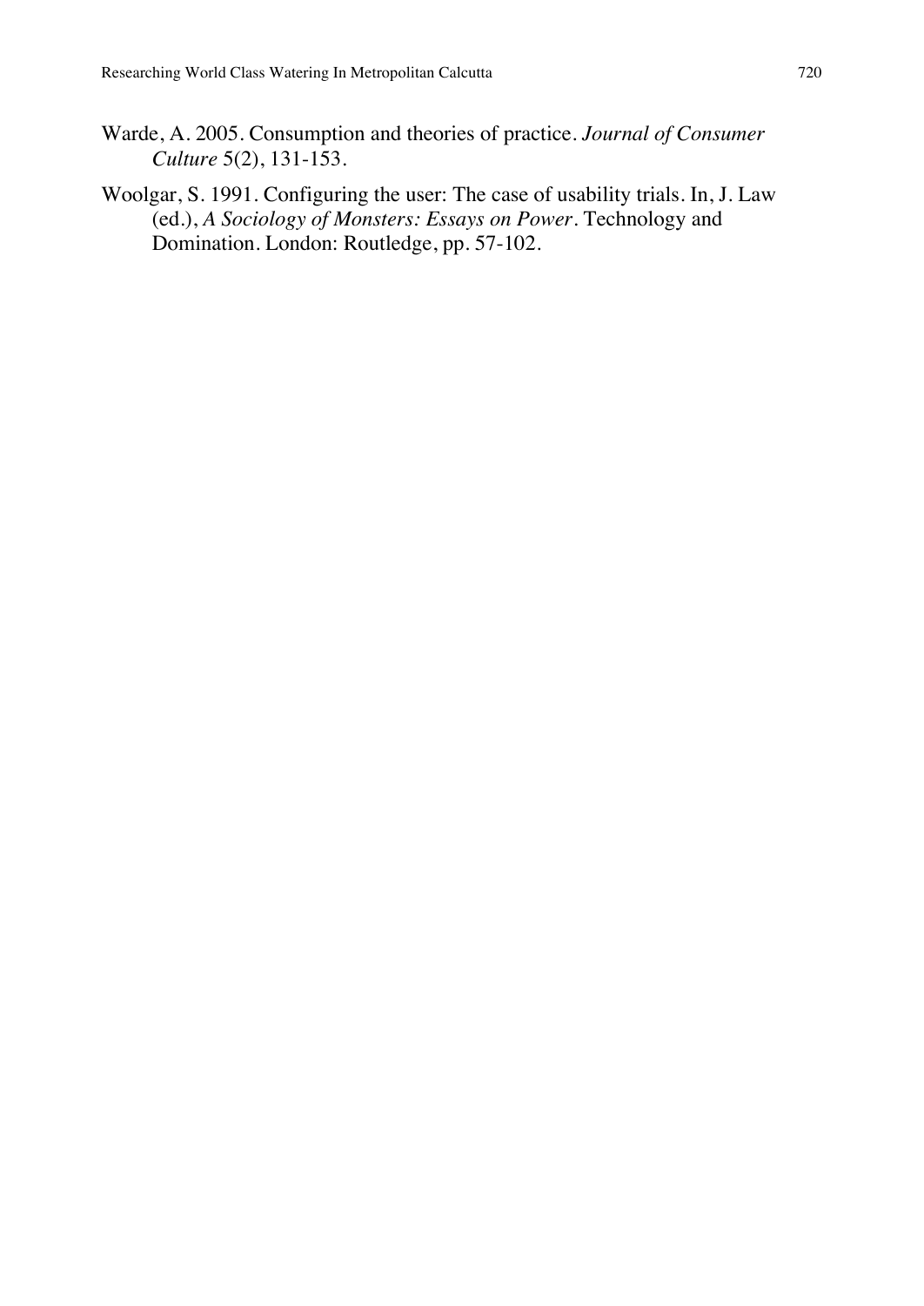Warde, A. 2005. Consumption and theories of practice. *Journal of Consumer Culture* 5(2), 131-153.

Woolgar, S. 1991. Configuring the user: The case of usability trials. In, J. Law (ed.), *A Sociology of Monsters: Essays on Power*. Technology and Domination. London: Routledge, pp. 57-102.